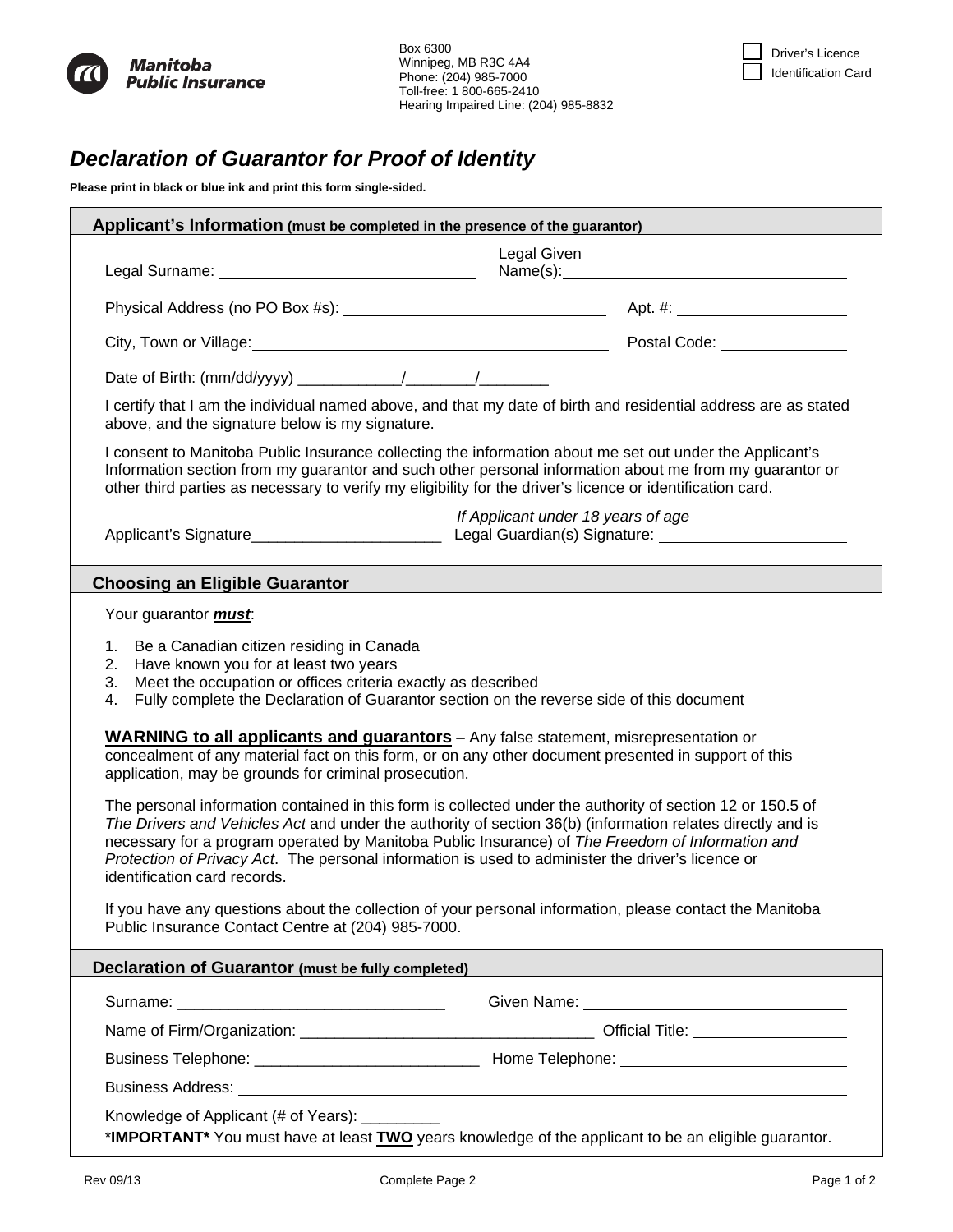Manitoba Public Insurance

Box 6300
Winnipeg, MB R3C 4A4
Phone: (204) 985-7000
Toll-free: 1 800-665-2410
Hearing Impaired Line: (204) 985-8832

☐ Driver's Licence
☐ Identification Card

# *Declaration of Guarantor for Proof of Identity*

**Please print in black or blue ink and print this form single-sided.**

## Applicant's Information (must be completed in the presence of the guarantor)

Legal Surname: ______________________________ Legal Given Name(s): ______________________________

Physical Address (no PO Box #s): ______________________________ Apt. #: ____________________

City, Town or Village: ______________________________ Postal Code: _______________

Date of Birth: (mm/dd/yyyy) ___________/________/________

I certify that I am the individual named above, and that my date of birth and residential address are as stated above, and the signature below is my signature.

I consent to Manitoba Public Insurance collecting the information about me set out under the Applicant's Information section from my guarantor and such other personal information about me from my guarantor or other third parties as necessary to verify my eligibility for the driver's licence or identification card.

Applicant's Signature______________________ *If Applicant under 18 years of age* Legal Guardian(s) Signature: ______________________

## Choosing an Eligible Guarantor

Your guarantor ***must***:

1. Be a Canadian citizen residing in Canada
2. Have known you for at least two years
3. Meet the occupation or offices criteria exactly as described
4. Fully complete the Declaration of Guarantor section on the reverse side of this document

**WARNING to all applicants and guarantors** – Any false statement, misrepresentation or concealment of any material fact on this form, or on any other document presented in support of this application, may be grounds for criminal prosecution.

The personal information contained in this form is collected under the authority of section 12 or 150.5 of *The Drivers and Vehicles Act* and under the authority of section 36(b) (information relates directly and is necessary for a program operated by Manitoba Public Insurance) of *The Freedom of Information and Protection of Privacy Act*. The personal information is used to administer the driver's licence or identification card records.

If you have any questions about the collection of your personal information, please contact the Manitoba Public Insurance Contact Centre at (204) 985-7000.

## Declaration of Guarantor (must be fully completed)

Surname: ______________________________ Given Name: ______________________________

Name of Firm/Organization: ______________________________ Official Title: ________________

Business Telephone: _________________________ Home Telephone: _________________________

Business Address: ____________________________________________________________

Knowledge of Applicant (# of Years): _________

\***IMPORTANT\*** You must have at least **TWO** years knowledge of the applicant to be an eligible guarantor.

Rev 09/13 Complete Page 2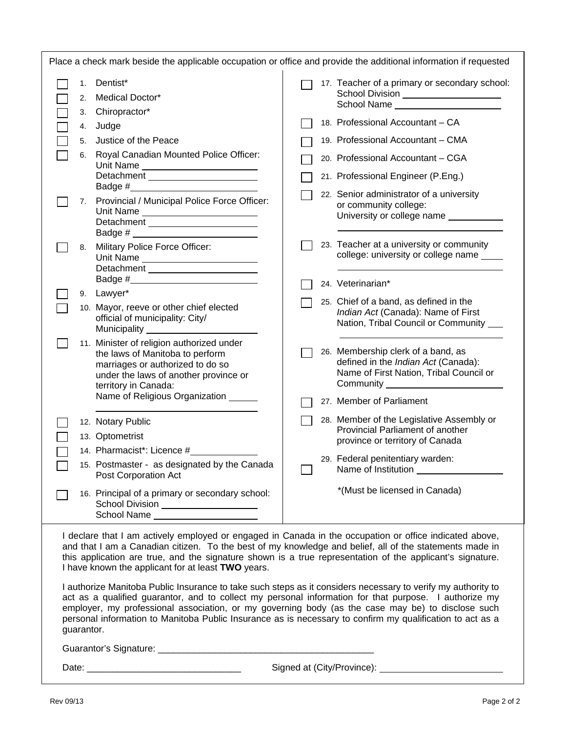Place a check mark beside the applicable occupation or office and provide the additional information if requested

- ☐ 1. Dentist*
- ☐ 2. Medical Doctor*
- ☐ 3. Chiropractor*
- ☐ 4. Judge
- ☐ 5. Justice of the Peace
- ☐ 6. Royal Canadian Mounted Police Officer:
  Unit Name ____________________
  Detachment ____________________
  Badge # ____________________
- ☐ 7. Provincial / Municipal Police Force Officer:
  Unit Name ____________________
  Detachment ____________________
  Badge # ____________________
- ☐ 8. Military Police Force Officer:
  Unit Name ____________________
  Detachment ____________________
  Badge # ____________________
- ☐ 9. Lawyer*
- ☐ 10. Mayor, reeve or other chief elected official of municipality: City/ Municipality ____________________
- ☐ 11. Minister of religion authorized under the laws of Manitoba to perform marriages or authorized to do so under the laws of another province or territory in Canada:
  Name of Religious Organization ____________________
- ☐ 12. Notary Public
- ☐ 13. Optometrist
- ☐ 14. Pharmacist*: Licence # ____________
- ☐ 15. Postmaster - as designated by the Canada Post Corporation Act
- ☐ 16. Principal of a primary or secondary school:
  School Division ____________________
  School Name ____________________
- ☐ 17. Teacher of a primary or secondary school:
  School Division ____________________
  School Name ____________________
- ☐ 18. Professional Accountant – CA
- ☐ 19. Professional Accountant – CMA
- ☐ 20. Professional Accountant – CGA
- ☐ 21. Professional Engineer (P.Eng.)
- ☐ 22. Senior administrator of a university or community college:
  University or college name ____________________
- ☐ 23. Teacher at a university or community college: university or college name ____________________
- ☐ 24. Veterinarian*
- ☐ 25. Chief of a band, as defined in the *Indian Act* (Canada): Name of First Nation, Tribal Council or Community ____________________
- ☐ 26. Membership clerk of a band, as defined in the *Indian Act* (Canada): Name of First Nation, Tribal Council or Community ____________________
- ☐ 27. Member of Parliament
- ☐ 28. Member of the Legislative Assembly or Provincial Parliament of another province or territory of Canada
- ☐ 29. Federal penitentiary warden:
  Name of Institution ____________________

*(Must be licensed in Canada)

I declare that I am actively employed or engaged in Canada in the occupation or office indicated above, and that I am a Canadian citizen. To the best of my knowledge and belief, all of the statements made in this application are true, and the signature shown is a true representation of the applicant's signature. I have known the applicant for at least **TWO** years.

I authorize Manitoba Public Insurance to take such steps as it considers necessary to verify my authority to act as a qualified guarantor, and to collect my personal information for that purpose. I authorize my employer, my professional association, or my governing body (as the case may be) to disclose such personal information to Manitoba Public Insurance as is necessary to confirm my qualification to act as a guarantor.

Guarantor's Signature: ________________________________________

Date: ______________________________ Signed at (City/Province): ______________________

Rev 09/13